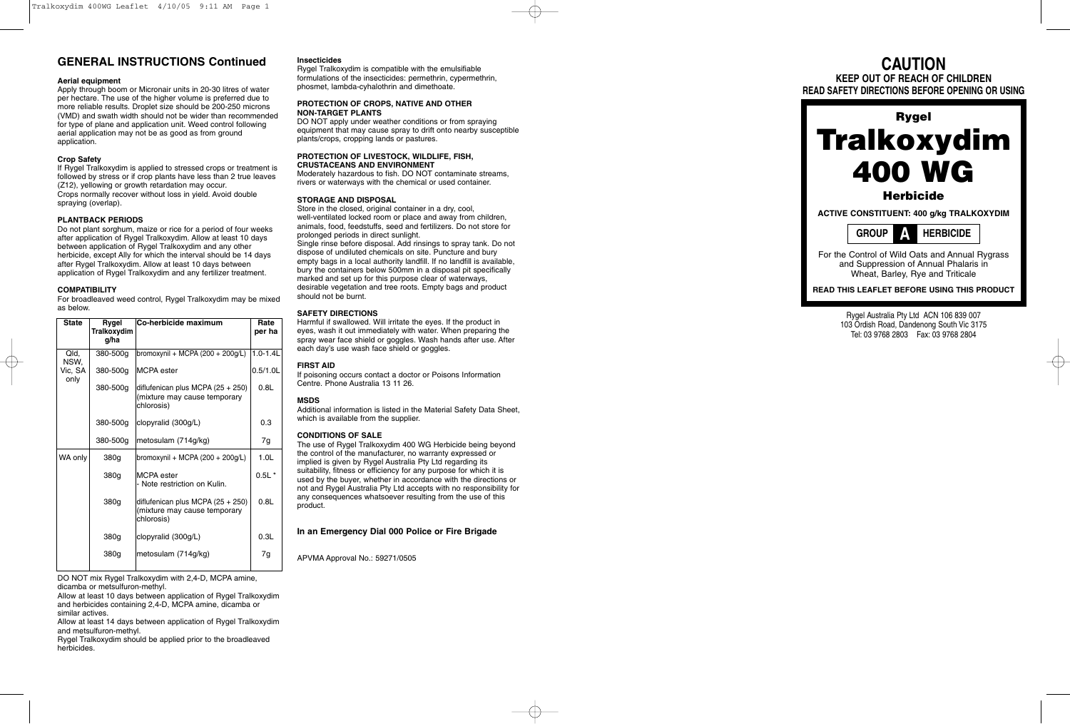## GENERAL INSTRUCTIONS Continued

**Aerial equipment**

Apply through boom or Micronair units in 20-30 litres of water per hectare. The use of the higher volume is preferred due to more reliable results. Droplet size should be 200-250 microns (VMD) and swath width should not be wider than recommended for type of plane and application unit. Weed control following aerial application may not be as good as from ground application.

**Crop Safety**

If Rygel Tralkoxydim is applied to stressed crops or treatment is followed by stress or if crop plants have less than 2 true leaves (Z12), yellowing or growth retardation may occur.
Crops normally recover without loss in yield. Avoid double spraying (overlap).

**PLANTBACK PERIODS**

Do not plant sorghum, maize or rice for a period of four weeks after application of Rygel Tralkoxydim. Allow at least 10 days between application of Rygel Tralkoxydim and any other herbicide, except Ally for which the interval should be 14 days after Rygel Tralkoxydim. Allow at least 10 days between application of Rygel Tralkoxydim and any fertilizer treatment.

**COMPATIBILITY**

For broadleaved weed control, Rygel Tralkoxydim may be mixed as below.

| State | Rygel Tralkoxydim g/ha | Co-herbicide maximum | Rate per ha |
|---|---|---|---|
| Qld, NSW, Vic, SA only | 380-500g | bromoxynil + MCPA (200 + 200g/L) | 1.0-1.4L |
| | 380-500g | MCPA ester | 0.5/1.0L |
| | 380-500g | diflufenican plus MCPA (25 + 250) (mixture may cause temporary chlorosis) | 0.8L |
| | 380-500g | clopyralid (300g/L) | 0.3 |
| | 380-500g | metosulam (714g/kg) | 7g |
| WA only | 380g | bromoxynil + MCPA (200 + 200g/L) | 1.0L |
| | 380g | MCPA ester - Note restriction on Kulin. | 0.5L * |
| | 380g | diflufenican plus MCPA (25 + 250) (mixture may cause temporary chlorosis) | 0.8L |
| | 380g | clopyralid (300g/L) | 0.3L |
| | 380g | metosulam (714g/kg) | 7g |

DO NOT mix Rygel Tralkoxydim with 2,4-D, MCPA amine, dicamba or metsulfuron-methyl.
Allow at least 10 days between application of Rygel Tralkoxydim and herbicides containing 2,4-D, MCPA amine, dicamba or similar actives.
Allow at least 14 days between application of Rygel Tralkoxydim and metsulfuron-methyl.
Rygel Tralkoxydim should be applied prior to the broadleaved herbicides.

**Insecticides**

Rygel Tralkoxydim is compatible with the emulsifiable formulations of the insecticides: permethrin, cypermethrin, phosmet, lambda-cyhalothrin and dimethoate.

**PROTECTION OF CROPS, NATIVE AND OTHER NON-TARGET PLANTS**

DO NOT apply under weather conditions or from spraying equipment that may cause spray to drift onto nearby susceptible plants/crops, cropping lands or pastures.

**PROTECTION OF LIVESTOCK, WILDLIFE, FISH, CRUSTACEANS AND ENVIRONMENT**

Moderately hazardous to fish. DO NOT contaminate streams, rivers or waterways with the chemical or used container.

**STORAGE AND DISPOSAL**

Store in the closed, original container in a dry, cool, well-ventilated locked room or place and away from children, animals, food, feedstuffs, seed and fertilizers. Do not store for prolonged periods in direct sunlight.
Single rinse before disposal. Add rinsings to spray tank. Do not dispose of undiluted chemicals on site. Puncture and bury empty bags in a local authority landfill. If no landfill is available, bury the containers below 500mm in a disposal pit specifically marked and set up for this purpose clear of waterways, desirable vegetation and tree roots. Empty bags and product should not be burnt.

**SAFETY DIRECTIONS**

Harmful if swallowed. Will irritate the eyes. If the product in eyes, wash it out immediately with water. When preparing the spray wear face shield or goggles. Wash hands after use. After each day's use wash face shield or goggles.

**FIRST AID**

If poisoning occurs contact a doctor or Poisons Information Centre. Phone Australia 13 11 26.

**MSDS**

Additional information is listed in the Material Safety Data Sheet, which is available from the supplier.

**CONDITIONS OF SALE**

The use of Rygel Tralkoxydim 400 WG Herbicide being beyond the control of the manufacturer, no warranty expressed or implied is given by Rygel Australia Pty Ltd regarding its suitability, fitness or efficiency for any purpose for which it is used by the buyer, whether in accordance with the directions or not and Rygel Australia Pty Ltd accepts with no responsibility for any consequences whatsoever resulting from the use of this product.

**In an Emergency Dial 000 Police or Fire Brigade**

APVMA Approval No.: 59271/0505

# CAUTION

**KEEP OUT OF REACH OF CHILDREN**
**READ SAFETY DIRECTIONS BEFORE OPENING OR USING**

**Rygel**

# Tralkoxydim 400 WG

**Herbicide**

**ACTIVE CONSTITUENT: 400 g/kg TRALKOXYDIM**

**GROUP A HERBICIDE**

For the Control of Wild Oats and Annual Rygrass and Suppression of Annual Phalaris in Wheat, Barley, Rye and Triticale

**READ THIS LEAFLET BEFORE USING THIS PRODUCT**

Rygel Australia Pty Ltd ACN 106 839 007
103 Ordish Road, Dandenong South Vic 3175
Tel: 03 9768 2803 Fax: 03 9768 2804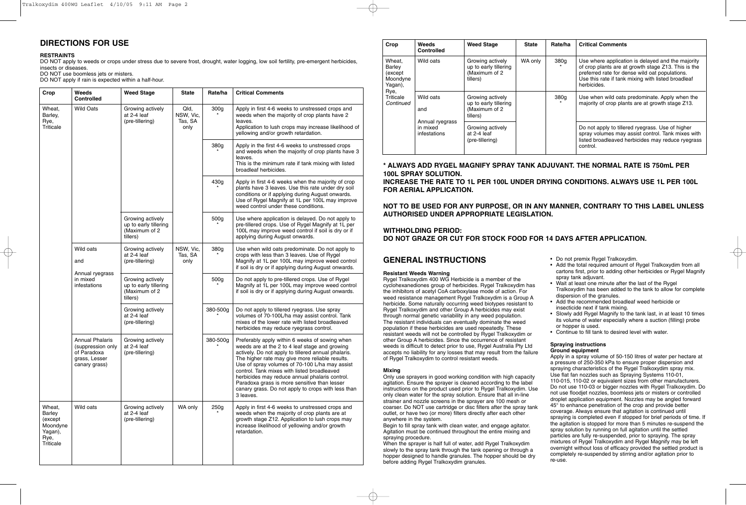## DIRECTIONS FOR USE

### RESTRAINTS

DO NOT apply to weeds or crops under stress due to severe frost, drought, water logging, low soil fertility, pre-emergent herbicides, insects or diseases.
DO NOT use boomless jets or misters.
DO NOT apply if rain is expected within a half-hour.

| Crop | Weeds Controlled | Weed Stage | State | Rate/ha | Critical Comments |
|---|---|---|---|---|---|
| Wheat, Barley, Rye, Triticale | Wild Oats | Growing actively at 2-4 leaf (pre-tillering) | Qld, NSW, Vic, Tas, SA only | 300g * | Apply in first 4-6 weeks to unstressed crops and weeds when the majority of crop plants have 2 leaves. Application to lush crops may increase likelihood of yellowing and/or growth retardation. |
| | | | | 380g * | Apply in the first 4-6 weeks to unstressed crops and weeds when the majority of crop plants have 3 leaves. This is the minimum rate if tank mixing with listed broadleaf herbicides. |
| | | | | 430g * | Apply in first 4-6 weeks when the majority of crop plants have 3 leaves. Use this rate under dry soil conditions or if applying during August onwards. Use of Rygel Magnify at 1L per 100L may improve weed control under these conditions. |
| | | Growing actively up to early tillering (Maximum of 2 tillers) | | 500g * | Use where application is delayed. Do not apply to pre-tillered crops. Use of Rygel Magnify at 1L per 100L may improve weed control if soil is dry or if applying during August onwards. |
| | Wild oats and Annual ryegrass in mixed infestations | Growing actively at 2-4 leaf (pre-tillering) | NSW, Vic, Tas, SA only | 380g * | Use when wild oats predominate. Do not apply to crops with less than 3 leaves. Use of Rygel Magnify at 1L per 100L may improve weed control if soil is dry or if applying during August onwards. |
| | | Growing actively up to early tillering (Maximum of 2 tillers) | | 500g * | Do not apply to pre-tillered crops. Use of Rygel Magnify at 1L per 100L may improve weed control if soil is dry or if applying during August onwards. |
| | | Growing actively at 2-4 leaf (pre-tillering) | | 380-500g * | Do not apply to tillered ryegrass. Use spray volumes of 70-100L/ha may assist control. Tank mixes of the lower rate with listed broadleaved herbicides may reduce ryegrass control. |
| | Annual Phalaris (suppression only of Paradoxa grass, Lesser canary grass) | Growing actively at 2-4 leaf (pre-tillering) | | 380-500g * | Preferably apply within 6 weeks of sowing when weeds are at the 2 to 4 leaf stage and growing actively. Do not apply to tillered annual phalaris. The higher rate may give more reliable results. Use of spray volumes of 70-100 L/ha may assist control. Tank mixes with listed broadleaved herbicides may reduce annual phalaris control. Paradoxa grass is more sensitive than lesser canary grass. Do not apply to crops with less than 3 leaves. |
| Wheat, Barley (except Moondyne Yagan), Rye, Triticale | Wild oats | Growing actively at 2-4 leaf (pre-tillering) | WA only | 250g * | Apply in first 4-6 weeks to unstressed crops and weeds when the majority of crop plants are at growth stage Z12. Application to lush crops may increase likelihood of yellowing and/or growth retardation. |
| Wheat, Barley (except Moondyne Yagan), Rye, Triticale *Continued* | Wild oats | Growing actively up to early tillering (Maximum of 2 tillers) | WA only | 380g * | Use where application is delayed and the majority of crop plants are at growth stage Z13. This is the preferred rate for dense wild oat populations. Use this rate if tank mixing with listed broadleaf herbicides. |
| | Wild oats and Annual ryegrass in mixed infestations | Growing actively up to early tillering (Maximum of 2 tillers) | | 380g * | Use when wild oats predominate. Apply when the majority of crop plants are at growth stage Z13. |
| | | Growing actively at 2-4 leaf (pre-tillering) | | | Do not apply to tillered ryegrass. Use of higher spray volumes may assist control. Tank mixes with listed broadleaved herbicides may reduce ryegrass control. |

**\* ALWAYS ADD RYGEL MAGNIFY SPRAY TANK ADJUVANT. THE NORMAL RATE IS 750mL PER 100L SPRAY SOLUTION.**
**INCREASE THE RATE TO 1L PER 100L UNDER DRYING CONDITIONS. ALWAYS USE 1L PER 100L FOR AERIAL APPLICATION.**

**NOT TO BE USED FOR ANY PURPOSE, OR IN ANY MANNER, CONTRARY TO THIS LABEL UNLESS AUTHORISED UNDER APPROPRIATE LEGISLATION.**

**WITHHOLDING PERIOD:**
**DO NOT GRAZE OR CUT FOR STOCK FOOD FOR 14 DAYS AFTER APPLICATION.**

## GENERAL INSTRUCTIONS

### Resistant Weeds Warning

Rygel Tralkoxydim 400 WG Herbicide is a member of the cyclohexanediones group of herbicides. Rygel Tralkoxydim has the inhibitors of acetyl CoA carboxylase mode of action. For weed resistance management Rygel Tralkoxydim is a Group A herbicide. Some naturally occurring weed biotypes resistant to Rygel Tralkoxydim and other Group A herbicides may exist through normal genetic variability in any weed population. The resistant individuals can eventually dominate the weed population if these herbicides are used repeatedly. These resistant weeds will not be controlled by Rygel Tralkoxydim or other Group A herbicides. Since the occurrence of resistant weeds is difficult to detect prior to use, Rygel Australia Pty Ltd accepts no liability for any losses that may result from the failure of Rygel Tralkoxydim to control resistant weeds.

### Mixing

Only use sprayers in good working condition with high capacity agitation. Ensure the sprayer is cleaned according to the label instructions on the product used prior to Rygel Tralkoxydim. Use only clean water for the spray solution. Ensure that all in-line strainer and nozzle screens in the sprayer are 100 mesh or coarser. Do NOT use cartridge or disc filters after the spray tank outlet, or have two (or more) filters directly after each other anywhere in the system.

Begin to fill spray tank with clean water, and engage agitator. Agitation must be continued throughout the entire mixing and spraying procedure.

When the sprayer is half full of water, add Rygel Tralkoxydim slowly to the spray tank through the tank opening or through a hopper designed to handle granules. The hopper should be dry before adding Rygel Tralkoxydim granules.

- Do not premix Rygel Tralkoxydim.
- Add the total required amount of Rygel Tralkoxydim from all cartons first, prior to adding other herbicides or Rygel Magnify spray tank adjuvant.
- Wait at least one minute after the last of the Rygel Tralkoxydim has been added to the tank to allow for complete dispersion of the granules.
- Add the recommended broadleaf weed herbicide or insecticide next if tank mixing.
- Slowly add Rygel Magnify to the tank last, in at least 10 times its volume of water especially where a suction (filling) probe or hopper is used.
- Continue to fill tank to desired level with water.

### Spraying instructions

**Ground equipment**

Apply in a spray volume of 50-150 litres of water per hectare at a pressure of 250-350 kPa to ensure proper dispersion and spraying characteristics of the Rygel Tralkoxydim spray mix. Use flat fan nozzles such as Spraying Systems 110-01, 110-015, 110-02 or equivalent sizes from other manufacturers. Do not use 110-03 or bigger nozzles with Rygel Tralkoxydim. Do not use floodjet nozzles, boomless jets or misters or controlled droplet application equipment. Nozzles may be angled forward 45° to enhance penetration of the crop and provide better coverage. Always ensure that agitation is continued until spraying is completed even if stopped for brief periods of time. If the agitation is stopped for more than 5 minutes re-suspend the spray solution by running on full agitation until the settled particles are fully re-suspended, prior to spraying. The spray mixtures of Rygel Tralkoxydim and Rygel Magnify may be left overnight without loss of efficacy provided the settled product is completely re-suspended by stirring and/or agitation prior to re-use.